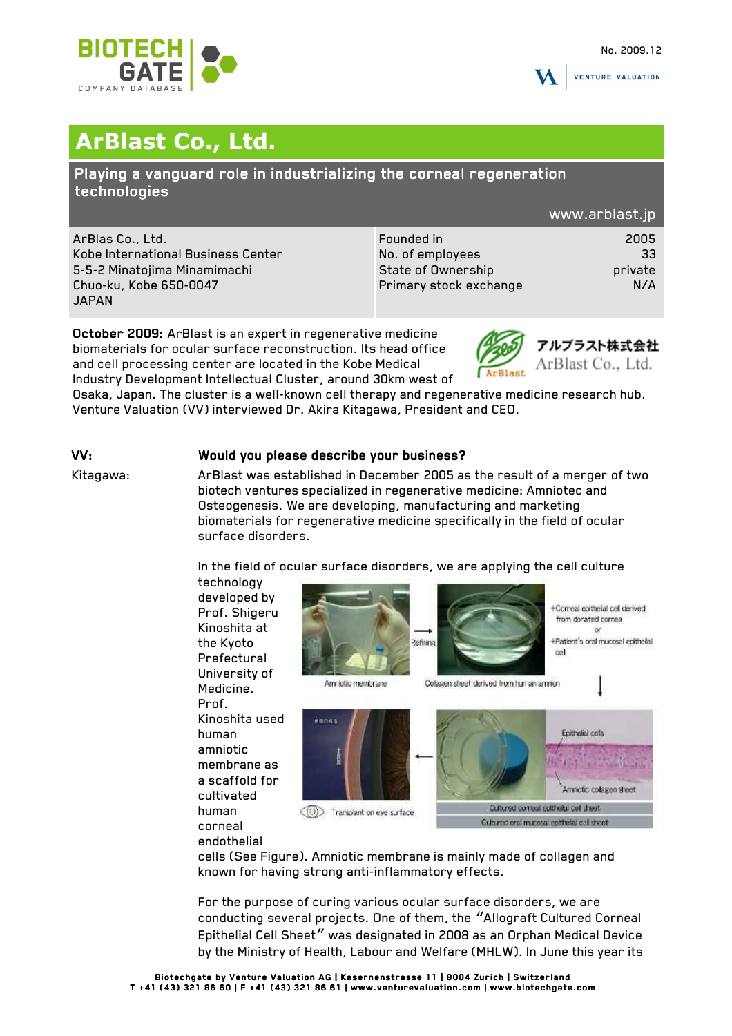# ArBlast Co., Ltd.

## Playing a vanguard role in industrializing the corneal regeneration technologies

www.arblast.jp

| ArBlas Co., Ltd. Kobe International Business Center 5-5-2 Minatojima Minamimachi Chuo-ku, Kobe 650-0047 JAPAN | Founded in | 2005 |
|---|---|---|
| | No. of employees | 33 |
| | State of Ownership | private |
| | Primary stock exchange | N/A |

**October 2009:** ArBlast is an expert in regenerative medicine biomaterials for ocular surface reconstruction. Its head office and cell processing center are located in the Kobe Medical Industry Development Intellectual Cluster, around 30km west of Osaka, Japan. The cluster is a well-known cell therapy and regenerative medicine research hub. Venture Valuation (VV) interviewed Dr. Akira Kitagawa, President and CEO.

**VV: Would you please describe your business?**

**Kitagawa:** ArBlast was established in December 2005 as the result of a merger of two biotech ventures specialized in regenerative medicine: Amniotec and Osteogenesis. We are developing, manufacturing and marketing biomaterials for regenerative medicine specifically in the field of ocular surface disorders.

In the field of ocular surface disorders, we are applying the cell culture technology developed by Prof. Shigeru Kinoshita at the Kyoto Prefectural University of Medicine. Prof. Kinoshita used human amniotic membrane as a scaffold for cultivated human corneal endothelial cells (See Figure). Amniotic membrane is mainly made of collagen and known for having strong anti-inflammatory effects.

For the purpose of curing various ocular surface disorders, we are conducting several projects. One of them, the "Allograft Cultured Corneal Epithelial Cell Sheet" was designated in 2008 as an Orphan Medical Device by the Ministry of Health, Labour and Welfare (MHLW). In June this year its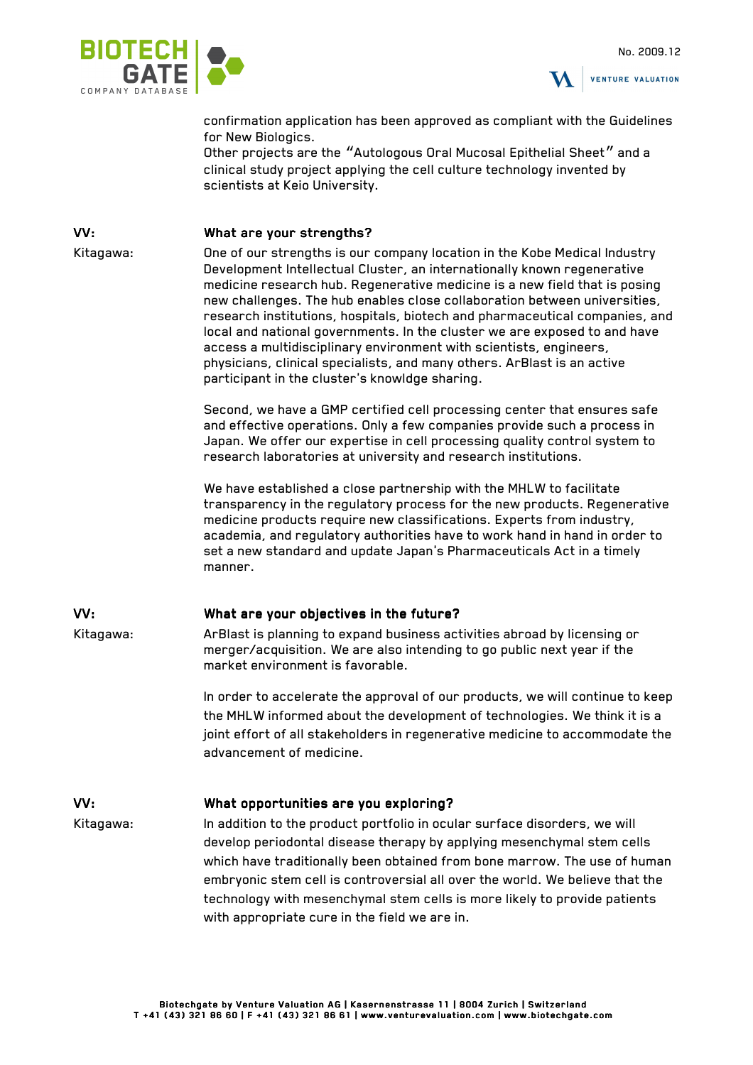confirmation application has been approved as compliant with the Guidelines for New Biologics.
Other projects are the "Autologous Oral Mucosal Epithelial Sheet" and a clinical study project applying the cell culture technology invented by scientists at Keio University.

**VV:** **What are your strengths?**

**Kitagawa:** One of our strengths is our company location in the Kobe Medical Industry Development Intellectual Cluster, an internationally known regenerative medicine research hub. Regenerative medicine is a new field that is posing new challenges. The hub enables close collaboration between universities, research institutions, hospitals, biotech and pharmaceutical companies, and local and national governments. In the cluster we are exposed to and have access a multidisciplinary environment with scientists, engineers, physicians, clinical specialists, and many others. ArBlast is an active participant in the cluster's knowldge sharing.

Second, we have a GMP certified cell processing center that ensures safe and effective operations. Only a few companies provide such a process in Japan. We offer our expertise in cell processing quality control system to research laboratories at university and research institutions.

We have established a close partnership with the MHLW to facilitate transparency in the regulatory process for the new products. Regenerative medicine products require new classifications. Experts from industry, academia, and regulatory authorities have to work hand in hand in order to set a new standard and update Japan's Pharmaceuticals Act in a timely manner.

**VV:** **What are your objectives in the future?**

**Kitagawa:** ArBlast is planning to expand business activities abroad by licensing or merger/acquisition. We are also intending to go public next year if the market environment is favorable.

In order to accelerate the approval of our products, we will continue to keep the MHLW informed about the development of technologies. We think it is a joint effort of all stakeholders in regenerative medicine to accommodate the advancement of medicine.

**VV:** **What opportunities are you exploring?**

**Kitagawa:** In addition to the product portfolio in ocular surface disorders, we will develop periodontal disease therapy by applying mesenchymal stem cells which have traditionally been obtained from bone marrow. The use of human embryonic stem cell is controversial all over the world. We believe that the technology with mesenchymal stem cells is more likely to provide patients with appropriate cure in the field we are in.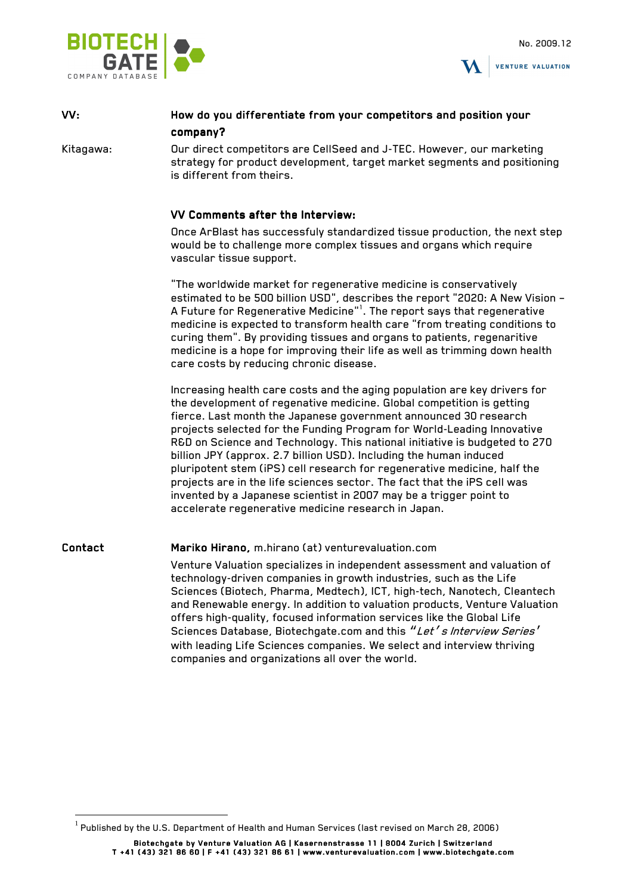**VV:** **How do you differentiate from your competitors and position your company?**

**Kitagawa:** Our direct competitors are CellSeed and J-TEC. However, our marketing strategy for product development, target market segments and positioning is different from theirs.

### VV Comments after the Interview:

Once ArBlast has successfuly standardized tissue production, the next step would be to challenge more complex tissues and organs which require vascular tissue support.

"The worldwide market for regenerative medicine is conservatively estimated to be 500 billion USD", describes the report "2020: A New Vision – A Future for Regenerative Medicine"[1]. The report says that regenerative medicine is expected to transform health care "from treating conditions to curing them". By providing tissues and organs to patients, regenaritive medicine is a hope for improving their life as well as trimming down health care costs by reducing chronic disease.

Increasing health care costs and the aging population are key drivers for the development of regenative medicine. Global competition is getting fierce. Last month the Japanese government announced 30 research projects selected for the Funding Program for World-Leading Innovative R&D on Science and Technology. This national initiative is budgeted to 270 billion JPY (approx. 2.7 billion USD). Including the human induced pluripotent stem (iPS) cell research for regenerative medicine, half the projects are in the life sciences sector. The fact that the iPS cell was invented by a Japanese scientist in 2007 may be a trigger point to accelerate regenerative medicine research in Japan.

**Contact** **Mariko Hirano,** m.hirano (at) venturevaluation.com

Venture Valuation specializes in independent assessment and valuation of technology-driven companies in growth industries, such as the Life Sciences (Biotech, Pharma, Medtech), ICT, high-tech, Nanotech, Cleantech and Renewable energy. In addition to valuation products, Venture Valuation offers high-quality, focused information services like the Global Life Sciences Database, Biotechgate.com and this *"Let's Interview Series'* with leading Life Sciences companies. We select and interview thriving companies and organizations all over the world.

[1] Published by the U.S. Department of Health and Human Services (last revised on March 28, 2006)